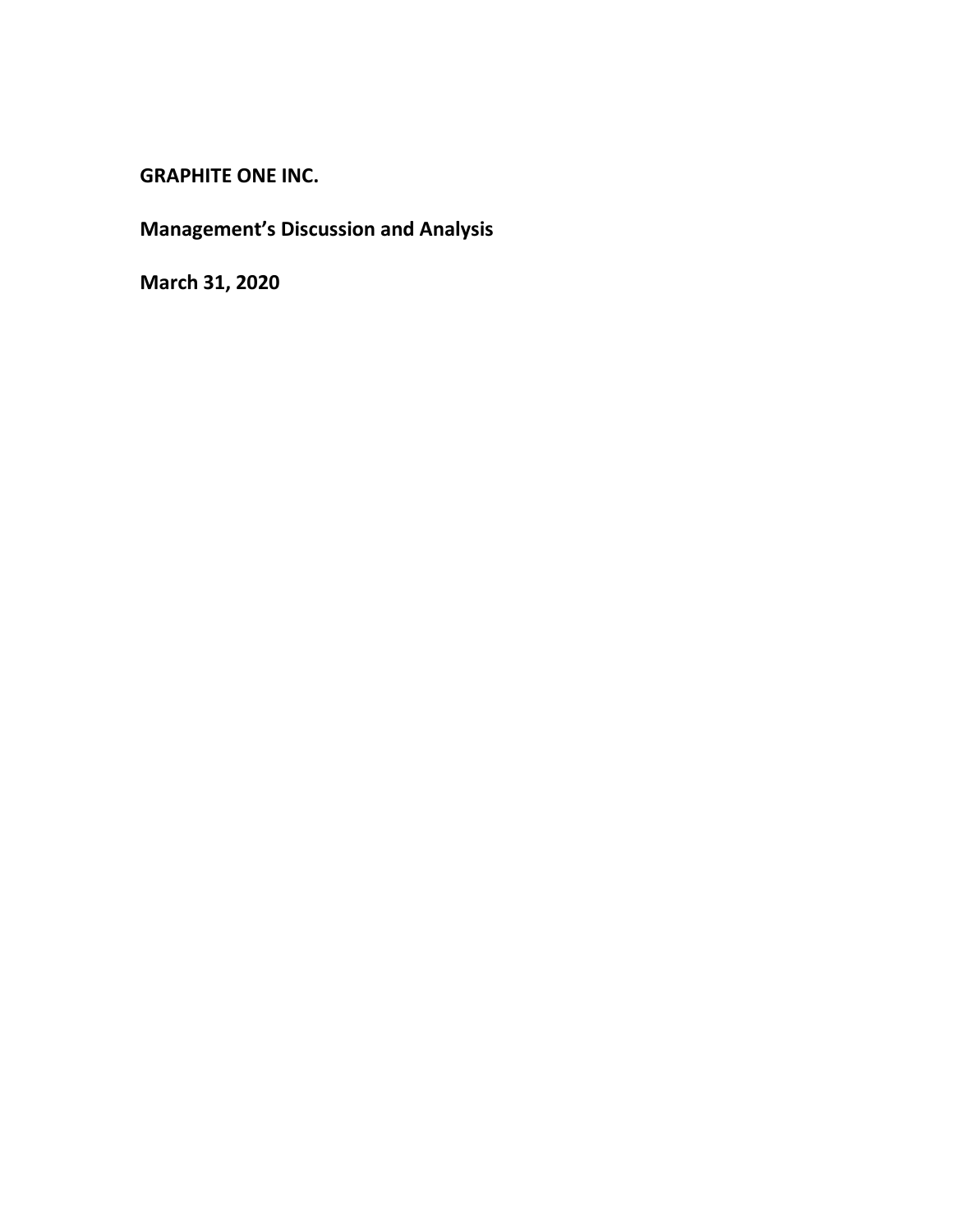# GRAPHITE ONE INC.

## Management's Discussion and Analysis

## March 31, 2020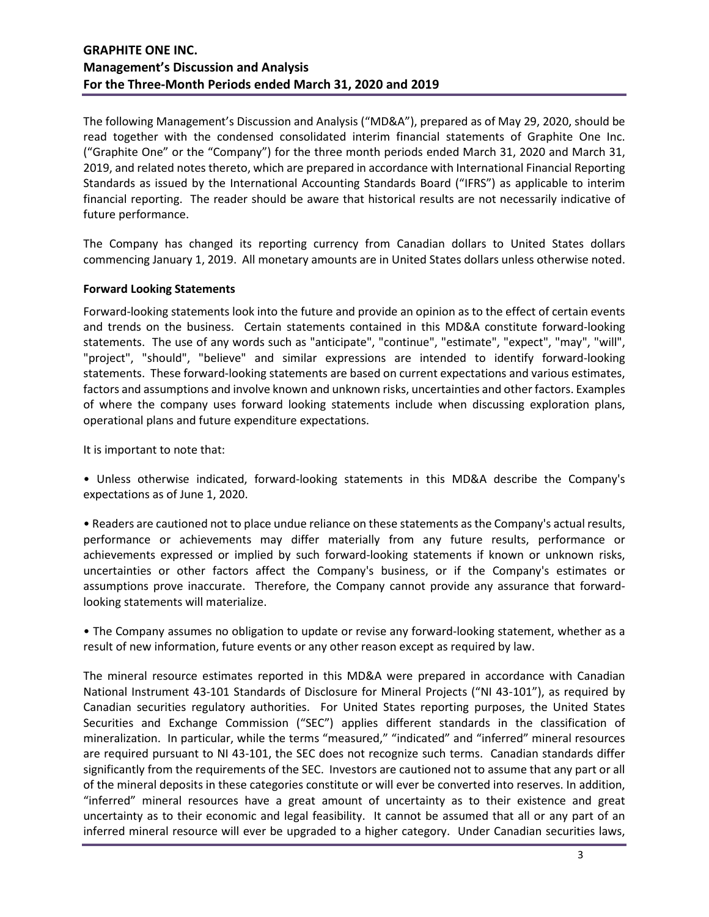The following Management's Discussion and Analysis ("MD&A"), prepared as of May 29, 2020, should be read together with the condensed consolidated interim financial statements of Graphite One Inc. ("Graphite One" or the "Company") for the three month periods ended March 31, 2020 and March 31, 2019, and related notes thereto, which are prepared in accordance with International Financial Reporting Standards as issued by the International Accounting Standards Board ("IFRS") as applicable to interim financial reporting. The reader should be aware that historical results are not necessarily indicative of future performance.

The Company has changed its reporting currency from Canadian dollars to United States dollars commencing January 1, 2019. All monetary amounts are in United States dollars unless otherwise noted.

**Forward Looking Statements**

Forward-looking statements look into the future and provide an opinion as to the effect of certain events and trends on the business. Certain statements contained in this MD&A constitute forward-looking statements. The use of any words such as "anticipate", "continue", "estimate", "expect", "may", "will", "project", "should", "believe" and similar expressions are intended to identify forward-looking statements. These forward-looking statements are based on current expectations and various estimates, factors and assumptions and involve known and unknown risks, uncertainties and other factors. Examples of where the company uses forward looking statements include when discussing exploration plans, operational plans and future expenditure expectations.

It is important to note that:

• Unless otherwise indicated, forward-looking statements in this MD&A describe the Company's expectations as of June 1, 2020.

• Readers are cautioned not to place undue reliance on these statements as the Company's actual results, performance or achievements may differ materially from any future results, performance or achievements expressed or implied by such forward-looking statements if known or unknown risks, uncertainties or other factors affect the Company's business, or if the Company's estimates or assumptions prove inaccurate. Therefore, the Company cannot provide any assurance that forward-looking statements will materialize.

• The Company assumes no obligation to update or revise any forward-looking statement, whether as a result of new information, future events or any other reason except as required by law.

The mineral resource estimates reported in this MD&A were prepared in accordance with Canadian National Instrument 43-101 Standards of Disclosure for Mineral Projects ("NI 43-101"), as required by Canadian securities regulatory authorities. For United States reporting purposes, the United States Securities and Exchange Commission ("SEC") applies different standards in the classification of mineralization. In particular, while the terms "measured," "indicated" and "inferred" mineral resources are required pursuant to NI 43-101, the SEC does not recognize such terms. Canadian standards differ significantly from the requirements of the SEC. Investors are cautioned not to assume that any part or all of the mineral deposits in these categories constitute or will ever be converted into reserves. In addition, "inferred" mineral resources have a great amount of uncertainty as to their existence and great uncertainty as to their economic and legal feasibility. It cannot be assumed that all or any part of an inferred mineral resource will ever be upgraded to a higher category. Under Canadian securities laws,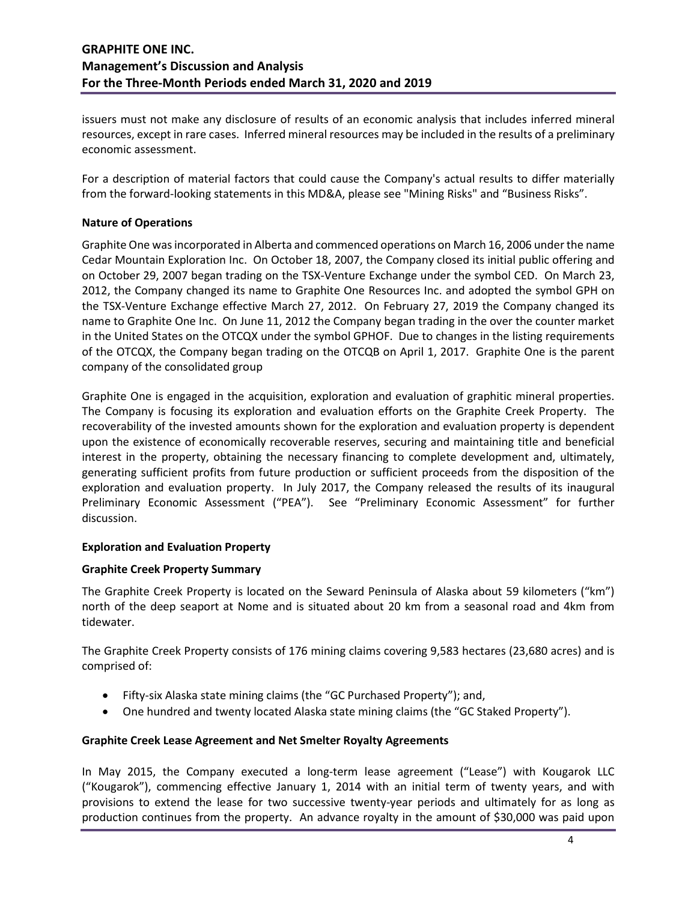issuers must not make any disclosure of results of an economic analysis that includes inferred mineral resources, except in rare cases. Inferred mineral resources may be included in the results of a preliminary economic assessment.

For a description of material factors that could cause the Company's actual results to differ materially from the forward-looking statements in this MD&A, please see "Mining Risks" and "Business Risks".

**Nature of Operations**

Graphite One was incorporated in Alberta and commenced operations on March 16, 2006 under the name Cedar Mountain Exploration Inc. On October 18, 2007, the Company closed its initial public offering and on October 29, 2007 began trading on the TSX-Venture Exchange under the symbol CED. On March 23, 2012, the Company changed its name to Graphite One Resources Inc. and adopted the symbol GPH on the TSX-Venture Exchange effective March 27, 2012. On February 27, 2019 the Company changed its name to Graphite One Inc. On June 11, 2012 the Company began trading in the over the counter market in the United States on the OTCQX under the symbol GPHOF. Due to changes in the listing requirements of the OTCQX, the Company began trading on the OTCQB on April 1, 2017. Graphite One is the parent company of the consolidated group

Graphite One is engaged in the acquisition, exploration and evaluation of graphitic mineral properties. The Company is focusing its exploration and evaluation efforts on the Graphite Creek Property. The recoverability of the invested amounts shown for the exploration and evaluation property is dependent upon the existence of economically recoverable reserves, securing and maintaining title and beneficial interest in the property, obtaining the necessary financing to complete development and, ultimately, generating sufficient profits from future production or sufficient proceeds from the disposition of the exploration and evaluation property. In July 2017, the Company released the results of its inaugural Preliminary Economic Assessment ("PEA"). See "Preliminary Economic Assessment" for further discussion.

**Exploration and Evaluation Property**

**Graphite Creek Property Summary**

The Graphite Creek Property is located on the Seward Peninsula of Alaska about 59 kilometers ("km") north of the deep seaport at Nome and is situated about 20 km from a seasonal road and 4km from tidewater.

The Graphite Creek Property consists of 176 mining claims covering 9,583 hectares (23,680 acres) and is comprised of:

- Fifty-six Alaska state mining claims (the "GC Purchased Property"); and,
- One hundred and twenty located Alaska state mining claims (the "GC Staked Property").

**Graphite Creek Lease Agreement and Net Smelter Royalty Agreements**

In May 2015, the Company executed a long-term lease agreement ("Lease") with Kougarok LLC ("Kougarok"), commencing effective January 1, 2014 with an initial term of twenty years, and with provisions to extend the lease for two successive twenty-year periods and ultimately for as long as production continues from the property. An advance royalty in the amount of $30,000 was paid upon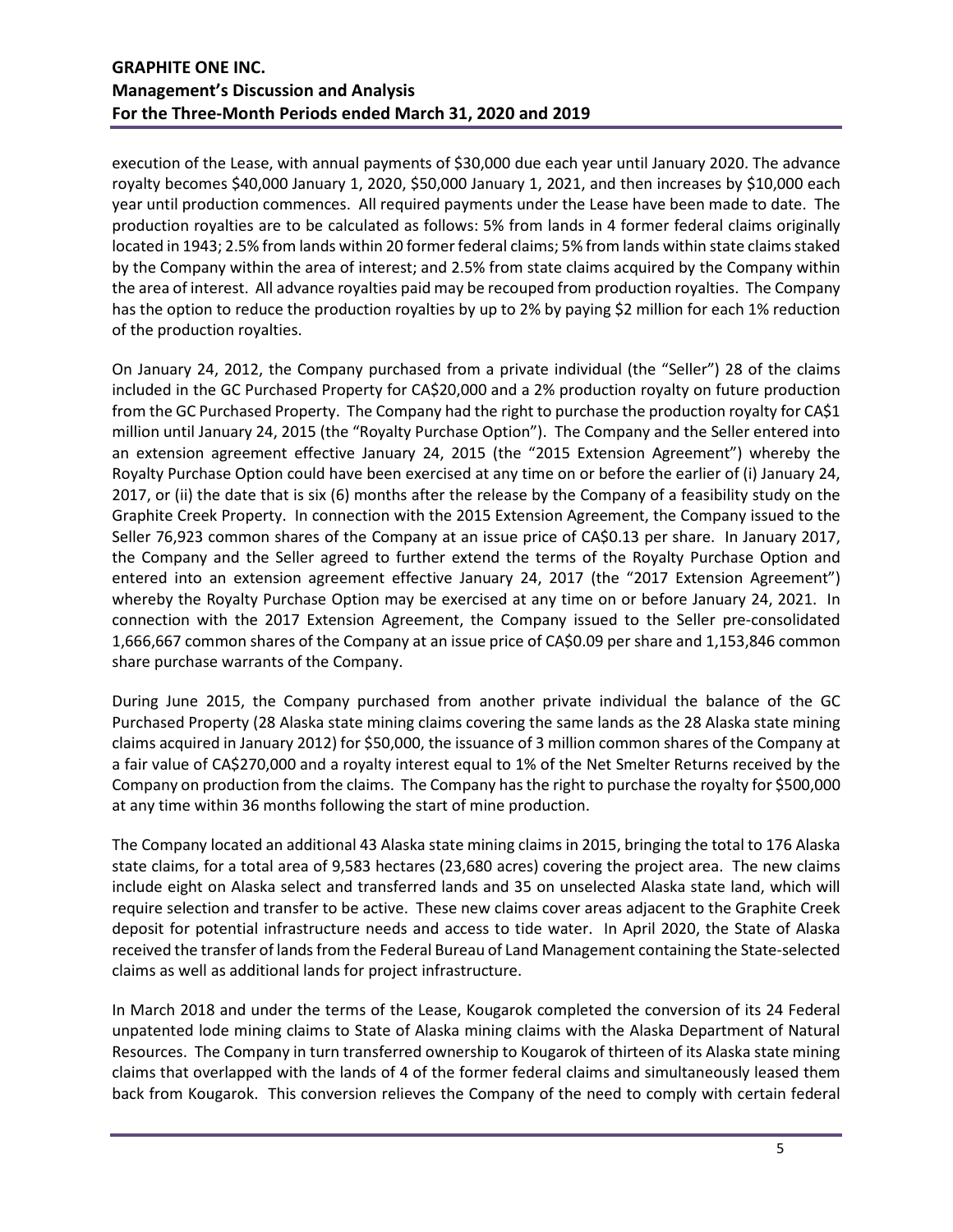execution of the Lease, with annual payments of $30,000 due each year until January 2020. The advance royalty becomes $40,000 January 1, 2020, $50,000 January 1, 2021, and then increases by $10,000 each year until production commences. All required payments under the Lease have been made to date. The production royalties are to be calculated as follows: 5% from lands in 4 former federal claims originally located in 1943; 2.5% from lands within 20 former federal claims; 5% from lands within state claims staked by the Company within the area of interest; and 2.5% from state claims acquired by the Company within the area of interest. All advance royalties paid may be recouped from production royalties. The Company has the option to reduce the production royalties by up to 2% by paying $2 million for each 1% reduction of the production royalties.

On January 24, 2012, the Company purchased from a private individual (the "Seller") 28 of the claims included in the GC Purchased Property for CA$20,000 and a 2% production royalty on future production from the GC Purchased Property. The Company had the right to purchase the production royalty for CA$1 million until January 24, 2015 (the "Royalty Purchase Option"). The Company and the Seller entered into an extension agreement effective January 24, 2015 (the "2015 Extension Agreement") whereby the Royalty Purchase Option could have been exercised at any time on or before the earlier of (i) January 24, 2017, or (ii) the date that is six (6) months after the release by the Company of a feasibility study on the Graphite Creek Property. In connection with the 2015 Extension Agreement, the Company issued to the Seller 76,923 common shares of the Company at an issue price of CA$0.13 per share. In January 2017, the Company and the Seller agreed to further extend the terms of the Royalty Purchase Option and entered into an extension agreement effective January 24, 2017 (the "2017 Extension Agreement") whereby the Royalty Purchase Option may be exercised at any time on or before January 24, 2021. In connection with the 2017 Extension Agreement, the Company issued to the Seller pre-consolidated 1,666,667 common shares of the Company at an issue price of CA$0.09 per share and 1,153,846 common share purchase warrants of the Company.

During June 2015, the Company purchased from another private individual the balance of the GC Purchased Property (28 Alaska state mining claims covering the same lands as the 28 Alaska state mining claims acquired in January 2012) for $50,000, the issuance of 3 million common shares of the Company at a fair value of CA$270,000 and a royalty interest equal to 1% of the Net Smelter Returns received by the Company on production from the claims. The Company has the right to purchase the royalty for $500,000 at any time within 36 months following the start of mine production.

The Company located an additional 43 Alaska state mining claims in 2015, bringing the total to 176 Alaska state claims, for a total area of 9,583 hectares (23,680 acres) covering the project area. The new claims include eight on Alaska select and transferred lands and 35 on unselected Alaska state land, which will require selection and transfer to be active. These new claims cover areas adjacent to the Graphite Creek deposit for potential infrastructure needs and access to tide water. In April 2020, the State of Alaska received the transfer of lands from the Federal Bureau of Land Management containing the State-selected claims as well as additional lands for project infrastructure.

In March 2018 and under the terms of the Lease, Kougarok completed the conversion of its 24 Federal unpatented lode mining claims to State of Alaska mining claims with the Alaska Department of Natural Resources. The Company in turn transferred ownership to Kougarok of thirteen of its Alaska state mining claims that overlapped with the lands of 4 of the former federal claims and simultaneously leased them back from Kougarok. This conversion relieves the Company of the need to comply with certain federal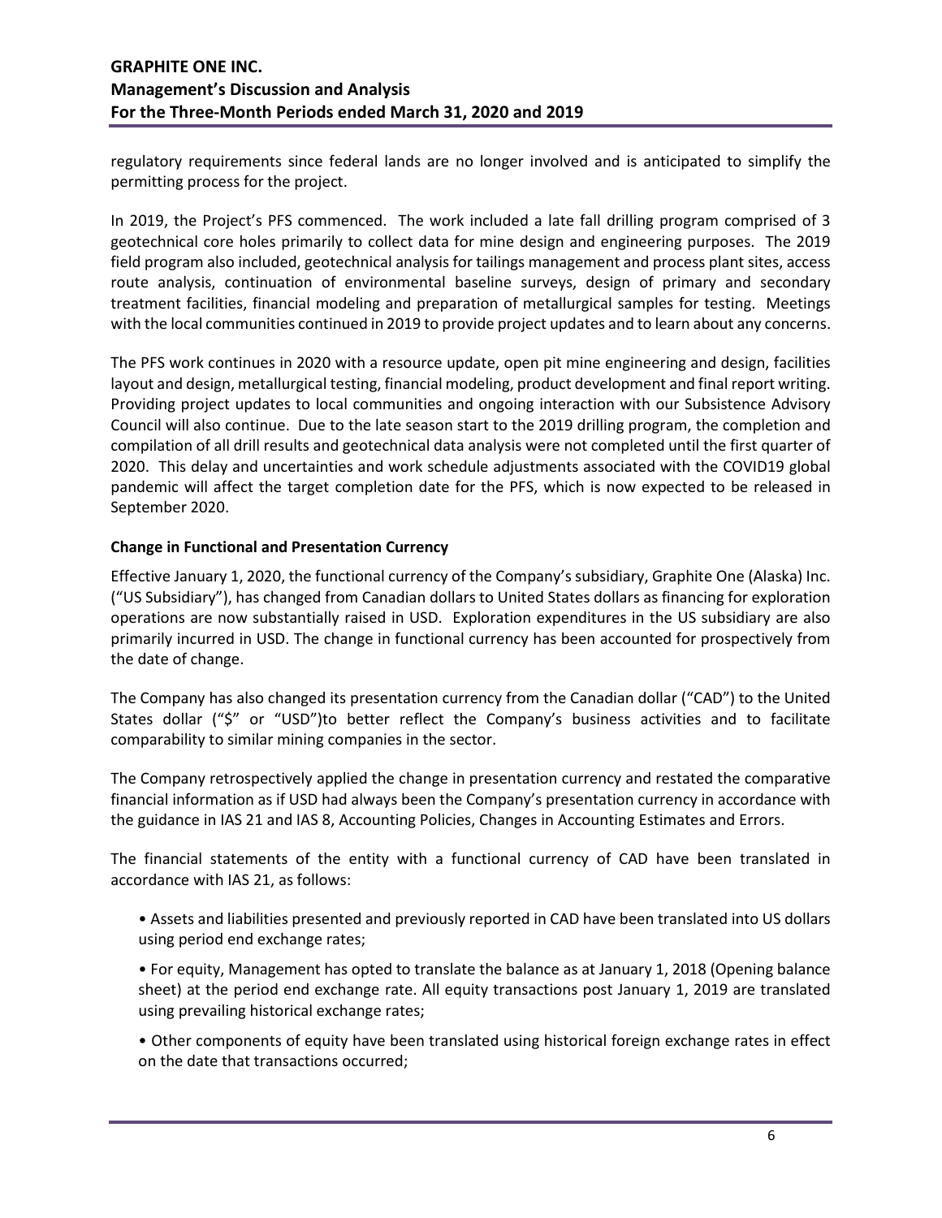regulatory requirements since federal lands are no longer involved and is anticipated to simplify the permitting process for the project.

In 2019, the Project's PFS commenced. The work included a late fall drilling program comprised of 3 geotechnical core holes primarily to collect data for mine design and engineering purposes. The 2019 field program also included, geotechnical analysis for tailings management and process plant sites, access route analysis, continuation of environmental baseline surveys, design of primary and secondary treatment facilities, financial modeling and preparation of metallurgical samples for testing. Meetings with the local communities continued in 2019 to provide project updates and to learn about any concerns.

The PFS work continues in 2020 with a resource update, open pit mine engineering and design, facilities layout and design, metallurgical testing, financial modeling, product development and final report writing. Providing project updates to local communities and ongoing interaction with our Subsistence Advisory Council will also continue. Due to the late season start to the 2019 drilling program, the completion and compilation of all drill results and geotechnical data analysis were not completed until the first quarter of 2020. This delay and uncertainties and work schedule adjustments associated with the COVID19 global pandemic will affect the target completion date for the PFS, which is now expected to be released in September 2020.

**Change in Functional and Presentation Currency**

Effective January 1, 2020, the functional currency of the Company's subsidiary, Graphite One (Alaska) Inc. ("US Subsidiary"), has changed from Canadian dollars to United States dollars as financing for exploration operations are now substantially raised in USD. Exploration expenditures in the US subsidiary are also primarily incurred in USD. The change in functional currency has been accounted for prospectively from the date of change.

The Company has also changed its presentation currency from the Canadian dollar ("CAD") to the United States dollar ("$" or "USD")to better reflect the Company's business activities and to facilitate comparability to similar mining companies in the sector.

The Company retrospectively applied the change in presentation currency and restated the comparative financial information as if USD had always been the Company's presentation currency in accordance with the guidance in IAS 21 and IAS 8, Accounting Policies, Changes in Accounting Estimates and Errors.

The financial statements of the entity with a functional currency of CAD have been translated in accordance with IAS 21, as follows:

- Assets and liabilities presented and previously reported in CAD have been translated into US dollars using period end exchange rates;
- For equity, Management has opted to translate the balance as at January 1, 2018 (Opening balance sheet) at the period end exchange rate. All equity transactions post January 1, 2019 are translated using prevailing historical exchange rates;
- Other components of equity have been translated using historical foreign exchange rates in effect on the date that transactions occurred;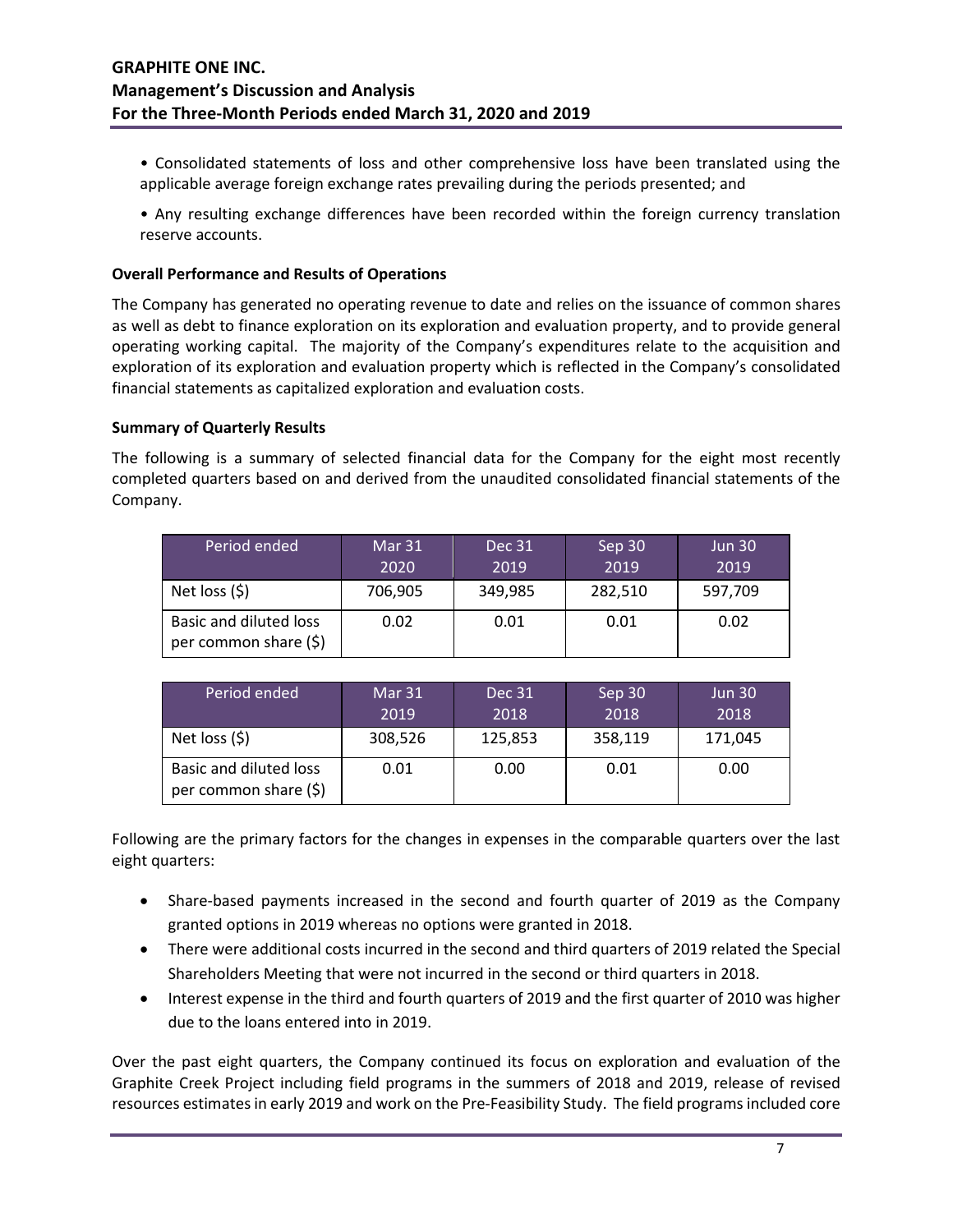- Consolidated statements of loss and other comprehensive loss have been translated using the applicable average foreign exchange rates prevailing during the periods presented; and
- Any resulting exchange differences have been recorded within the foreign currency translation reserve accounts.

**Overall Performance and Results of Operations**

The Company has generated no operating revenue to date and relies on the issuance of common shares as well as debt to finance exploration on its exploration and evaluation property, and to provide general operating working capital. The majority of the Company's expenditures relate to the acquisition and exploration of its exploration and evaluation property which is reflected in the Company's consolidated financial statements as capitalized exploration and evaluation costs.

**Summary of Quarterly Results**

The following is a summary of selected financial data for the Company for the eight most recently completed quarters based on and derived from the unaudited consolidated financial statements of the Company.

| Period ended | Mar 31 2020 | Dec 31 2019 | Sep 30 2019 | Jun 30 2019 |
|---|---|---|---|---|
| Net loss ($) | 706,905 | 349,985 | 282,510 | 597,709 |
| Basic and diluted loss per common share ($) | 0.02 | 0.01 | 0.01 | 0.02 |

| Period ended | Mar 31 2019 | Dec 31 2018 | Sep 30 2018 | Jun 30 2018 |
|---|---|---|---|---|
| Net loss ($) | 308,526 | 125,853 | 358,119 | 171,045 |
| Basic and diluted loss per common share ($) | 0.01 | 0.00 | 0.01 | 0.00 |

Following are the primary factors for the changes in expenses in the comparable quarters over the last eight quarters:

- Share-based payments increased in the second and fourth quarter of 2019 as the Company granted options in 2019 whereas no options were granted in 2018.
- There were additional costs incurred in the second and third quarters of 2019 related the Special Shareholders Meeting that were not incurred in the second or third quarters in 2018.
- Interest expense in the third and fourth quarters of 2019 and the first quarter of 2010 was higher due to the loans entered into in 2019.

Over the past eight quarters, the Company continued its focus on exploration and evaluation of the Graphite Creek Project including field programs in the summers of 2018 and 2019, release of revised resources estimates in early 2019 and work on the Pre-Feasibility Study. The field programs included core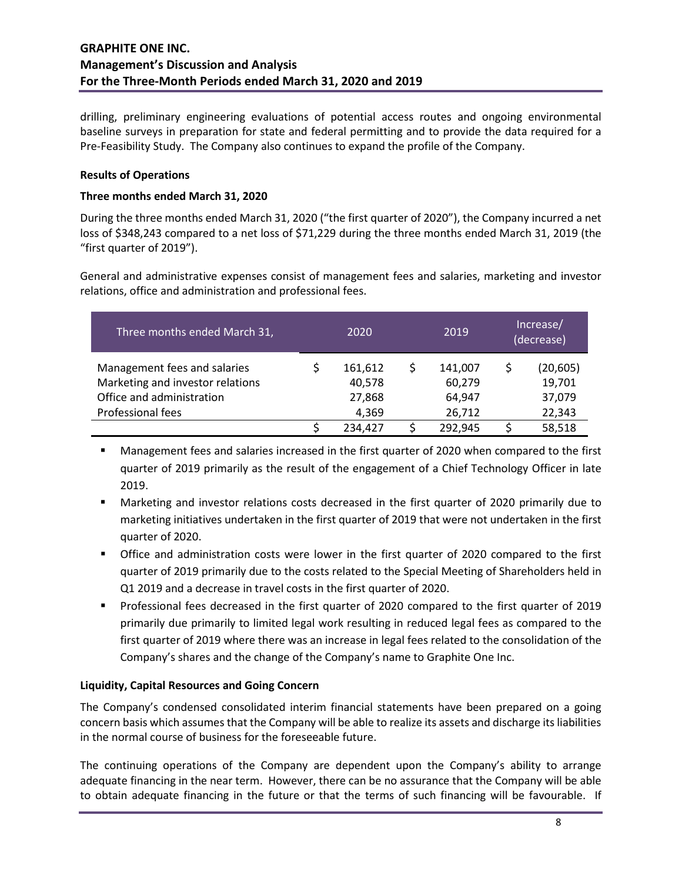drilling, preliminary engineering evaluations of potential access routes and ongoing environmental baseline surveys in preparation for state and federal permitting and to provide the data required for a Pre-Feasibility Study. The Company also continues to expand the profile of the Company.

**Results of Operations**

**Three months ended March 31, 2020**

During the three months ended March 31, 2020 ("the first quarter of 2020"), the Company incurred a net loss of $348,243 compared to a net loss of $71,229 during the three months ended March 31, 2019 (the "first quarter of 2019").

General and administrative expenses consist of management fees and salaries, marketing and investor relations, office and administration and professional fees.

| Three months ended March 31, | 2020 | 2019 | Increase/ (decrease) |
|---|---|---|---|
| Management fees and salaries | $ 161,612 | $ 141,007 | $ (20,605) |
| Marketing and investor relations | 40,578 | 60,279 | 19,701 |
| Office and administration | 27,868 | 64,947 | 37,079 |
| Professional fees | 4,369 | 26,712 | 22,343 |
| | $ 234,427 | $ 292,945 | $ 58,518 |

- Management fees and salaries increased in the first quarter of 2020 when compared to the first quarter of 2019 primarily as the result of the engagement of a Chief Technology Officer in late 2019.
- Marketing and investor relations costs decreased in the first quarter of 2020 primarily due to marketing initiatives undertaken in the first quarter of 2019 that were not undertaken in the first quarter of 2020.
- Office and administration costs were lower in the first quarter of 2020 compared to the first quarter of 2019 primarily due to the costs related to the Special Meeting of Shareholders held in Q1 2019 and a decrease in travel costs in the first quarter of 2020.
- Professional fees decreased in the first quarter of 2020 compared to the first quarter of 2019 primarily due primarily to limited legal work resulting in reduced legal fees as compared to the first quarter of 2019 where there was an increase in legal fees related to the consolidation of the Company's shares and the change of the Company's name to Graphite One Inc.

**Liquidity, Capital Resources and Going Concern**

The Company's condensed consolidated interim financial statements have been prepared on a going concern basis which assumes that the Company will be able to realize its assets and discharge its liabilities in the normal course of business for the foreseeable future.

The continuing operations of the Company are dependent upon the Company's ability to arrange adequate financing in the near term. However, there can be no assurance that the Company will be able to obtain adequate financing in the future or that the terms of such financing will be favourable. If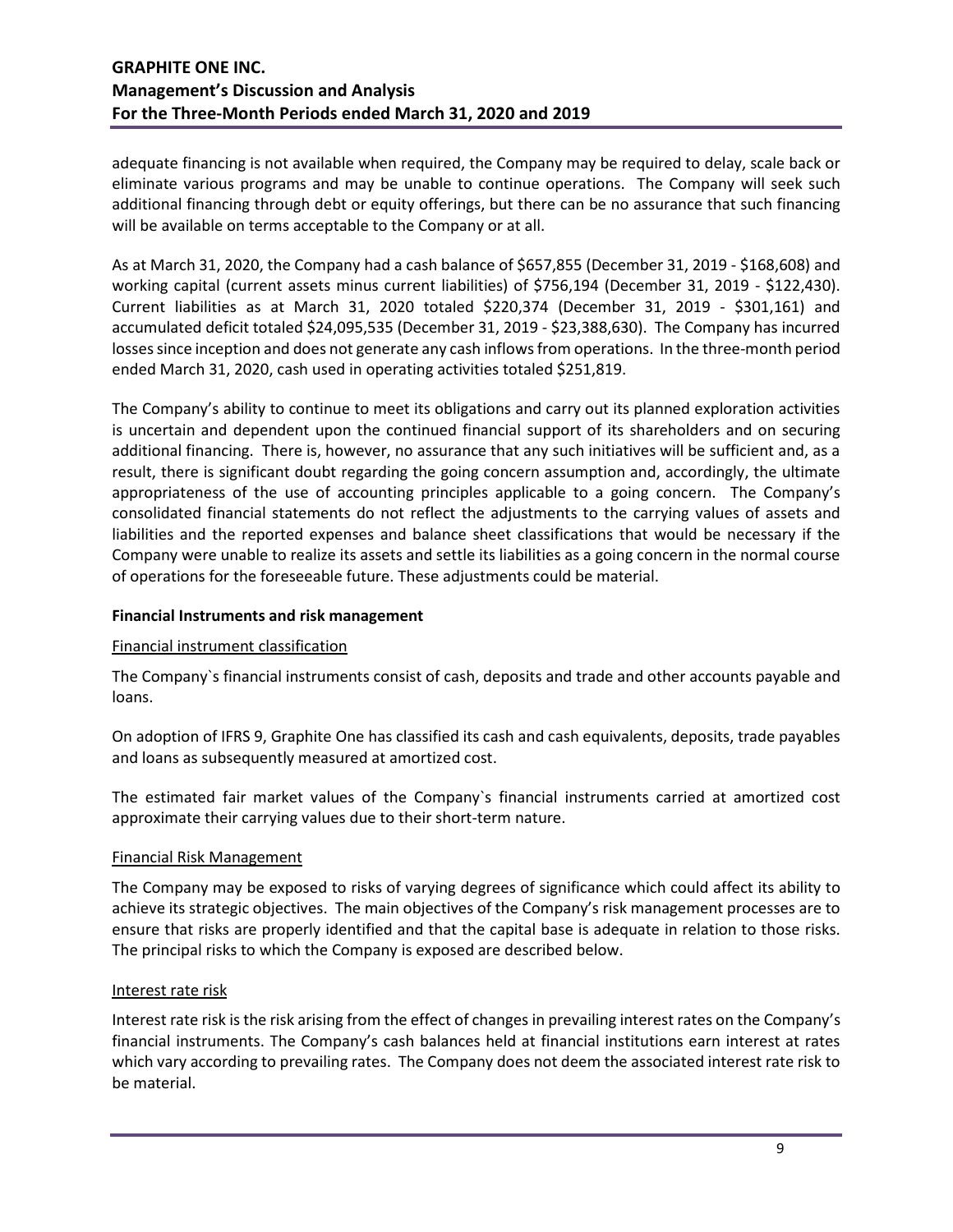adequate financing is not available when required, the Company may be required to delay, scale back or eliminate various programs and may be unable to continue operations. The Company will seek such additional financing through debt or equity offerings, but there can be no assurance that such financing will be available on terms acceptable to the Company or at all.

As at March 31, 2020, the Company had a cash balance of $657,855 (December 31, 2019 - $168,608) and working capital (current assets minus current liabilities) of $756,194 (December 31, 2019 - $122,430). Current liabilities as at March 31, 2020 totaled $220,374 (December 31, 2019 - $301,161) and accumulated deficit totaled $24,095,535 (December 31, 2019 - $23,388,630). The Company has incurred losses since inception and does not generate any cash inflows from operations. In the three-month period ended March 31, 2020, cash used in operating activities totaled $251,819.

The Company's ability to continue to meet its obligations and carry out its planned exploration activities is uncertain and dependent upon the continued financial support of its shareholders and on securing additional financing. There is, however, no assurance that any such initiatives will be sufficient and, as a result, there is significant doubt regarding the going concern assumption and, accordingly, the ultimate appropriateness of the use of accounting principles applicable to a going concern. The Company's consolidated financial statements do not reflect the adjustments to the carrying values of assets and liabilities and the reported expenses and balance sheet classifications that would be necessary if the Company were unable to realize its assets and settle its liabilities as a going concern in the normal course of operations for the foreseeable future. These adjustments could be material.

**Financial Instruments and risk management**

Financial instrument classification

The Company`s financial instruments consist of cash, deposits and trade and other accounts payable and loans.

On adoption of IFRS 9, Graphite One has classified its cash and cash equivalents, deposits, trade payables and loans as subsequently measured at amortized cost.

The estimated fair market values of the Company`s financial instruments carried at amortized cost approximate their carrying values due to their short-term nature.

Financial Risk Management

The Company may be exposed to risks of varying degrees of significance which could affect its ability to achieve its strategic objectives. The main objectives of the Company's risk management processes are to ensure that risks are properly identified and that the capital base is adequate in relation to those risks. The principal risks to which the Company is exposed are described below.

Interest rate risk

Interest rate risk is the risk arising from the effect of changes in prevailing interest rates on the Company's financial instruments. The Company's cash balances held at financial institutions earn interest at rates which vary according to prevailing rates. The Company does not deem the associated interest rate risk to be material.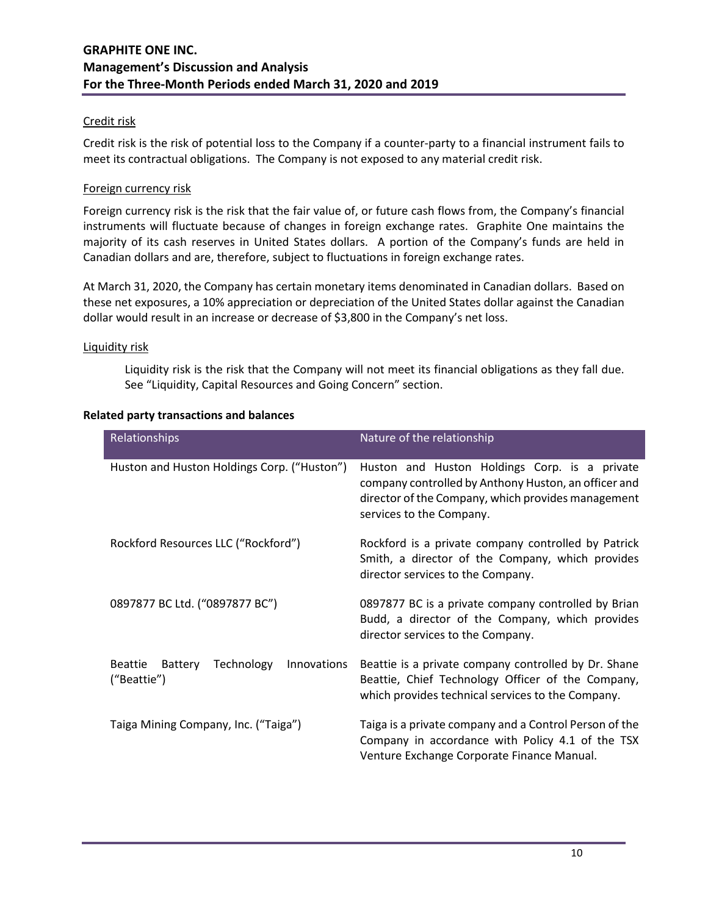Credit risk

Credit risk is the risk of potential loss to the Company if a counter-party to a financial instrument fails to meet its contractual obligations. The Company is not exposed to any material credit risk.

Foreign currency risk

Foreign currency risk is the risk that the fair value of, or future cash flows from, the Company's financial instruments will fluctuate because of changes in foreign exchange rates. Graphite One maintains the majority of its cash reserves in United States dollars. A portion of the Company's funds are held in Canadian dollars and are, therefore, subject to fluctuations in foreign exchange rates.

At March 31, 2020, the Company has certain monetary items denominated in Canadian dollars. Based on these net exposures, a 10% appreciation or depreciation of the United States dollar against the Canadian dollar would result in an increase or decrease of $3,800 in the Company's net loss.

Liquidity risk

Liquidity risk is the risk that the Company will not meet its financial obligations as they fall due. See "Liquidity, Capital Resources and Going Concern" section.

**Related party transactions and balances**

| Relationships | Nature of the relationship |
|---|---|
| Huston and Huston Holdings Corp. ("Huston") | Huston and Huston Holdings Corp. is a private company controlled by Anthony Huston, an officer and director of the Company, which provides management services to the Company. |
| Rockford Resources LLC ("Rockford") | Rockford is a private company controlled by Patrick Smith, a director of the Company, which provides director services to the Company. |
| 0897877 BC Ltd. ("0897877 BC") | 0897877 BC is a private company controlled by Brian Budd, a director of the Company, which provides director services to the Company. |
| Beattie Battery Technology Innovations ("Beattie") | Beattie is a private company controlled by Dr. Shane Beattie, Chief Technology Officer of the Company, which provides technical services to the Company. |
| Taiga Mining Company, Inc. ("Taiga") | Taiga is a private company and a Control Person of the Company in accordance with Policy 4.1 of the TSX Venture Exchange Corporate Finance Manual. |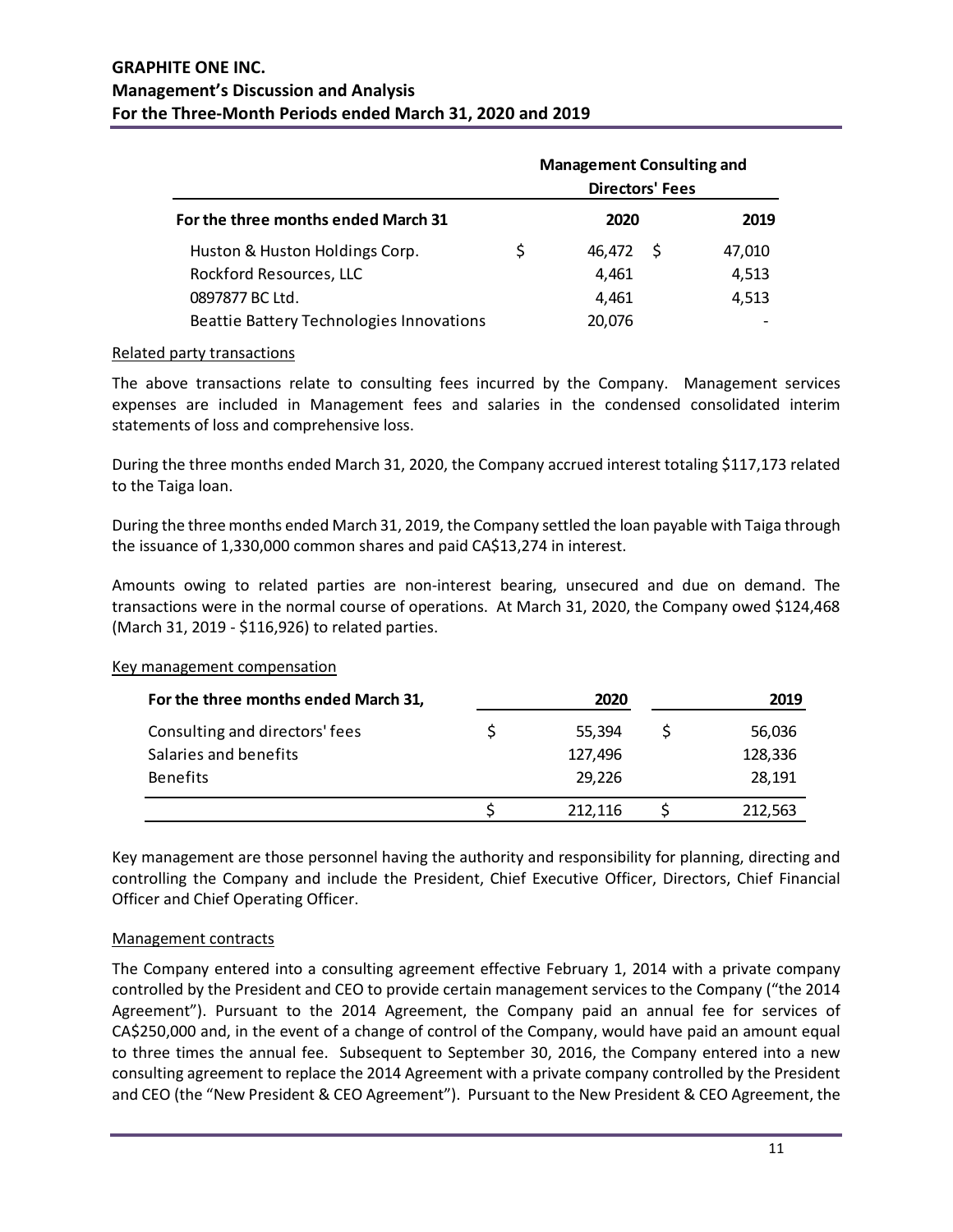| | Management Consulting and Directors' Fees | |
|---|---|---|
| **For the three months ended March 31** | **2020** | **2019** |
| Huston & Huston Holdings Corp. | $ 46,472 | $ 47,010 |
| Rockford Resources, LLC | 4,461 | 4,513 |
| 0897877 BC Ltd. | 4,461 | 4,513 |
| Beattie Battery Technologies Innovations | 20,076 | - |

Related party transactions

The above transactions relate to consulting fees incurred by the Company. Management services expenses are included in Management fees and salaries in the condensed consolidated interim statements of loss and comprehensive loss.

During the three months ended March 31, 2020, the Company accrued interest totaling $117,173 related to the Taiga loan.

During the three months ended March 31, 2019, the Company settled the loan payable with Taiga through the issuance of 1,330,000 common shares and paid CA$13,274 in interest.

Amounts owing to related parties are non-interest bearing, unsecured and due on demand. The transactions were in the normal course of operations. At March 31, 2020, the Company owed $124,468 (March 31, 2019 - $116,926) to related parties.

Key management compensation

| For the three months ended March 31, | 2020 | 2019 |
|---|---|---|
| Consulting and directors' fees | $ 55,394 | $ 56,036 |
| Salaries and benefits | 127,496 | 128,336 |
| Benefits | 29,226 | 28,191 |
| | $ 212,116 | $ 212,563 |

Key management are those personnel having the authority and responsibility for planning, directing and controlling the Company and include the President, Chief Executive Officer, Directors, Chief Financial Officer and Chief Operating Officer.

Management contracts

The Company entered into a consulting agreement effective February 1, 2014 with a private company controlled by the President and CEO to provide certain management services to the Company ("the 2014 Agreement"). Pursuant to the 2014 Agreement, the Company paid an annual fee for services of CA$250,000 and, in the event of a change of control of the Company, would have paid an amount equal to three times the annual fee. Subsequent to September 30, 2016, the Company entered into a new consulting agreement to replace the 2014 Agreement with a private company controlled by the President and CEO (the "New President & CEO Agreement"). Pursuant to the New President & CEO Agreement, the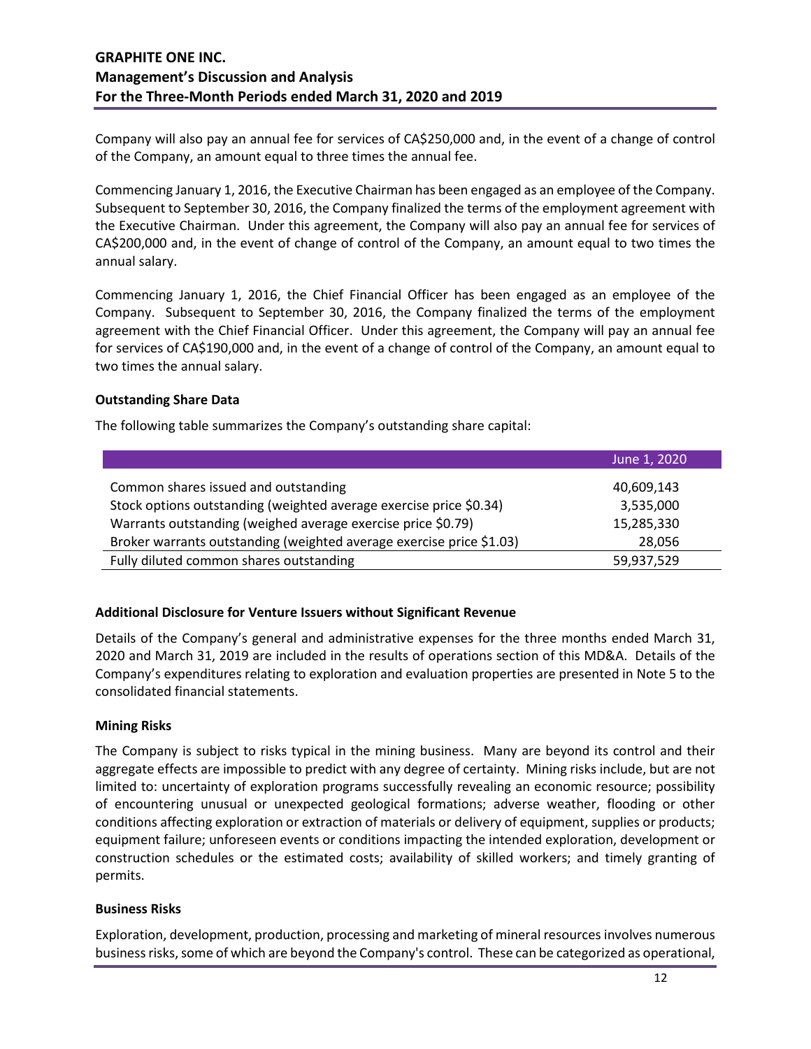Company will also pay an annual fee for services of CA$250,000 and, in the event of a change of control of the Company, an amount equal to three times the annual fee.

Commencing January 1, 2016, the Executive Chairman has been engaged as an employee of the Company. Subsequent to September 30, 2016, the Company finalized the terms of the employment agreement with the Executive Chairman. Under this agreement, the Company will also pay an annual fee for services of CA$200,000 and, in the event of change of control of the Company, an amount equal to two times the annual salary.

Commencing January 1, 2016, the Chief Financial Officer has been engaged as an employee of the Company. Subsequent to September 30, 2016, the Company finalized the terms of the employment agreement with the Chief Financial Officer. Under this agreement, the Company will pay an annual fee for services of CA$190,000 and, in the event of a change of control of the Company, an amount equal to two times the annual salary.

**Outstanding Share Data**

The following table summarizes the Company's outstanding share capital:

| | June 1, 2020 |
|---|---|
| Common shares issued and outstanding | 40,609,143 |
| Stock options outstanding (weighted average exercise price $0.34) | 3,535,000 |
| Warrants outstanding (weighed average exercise price $0.79) | 15,285,330 |
| Broker warrants outstanding (weighted average exercise price $1.03) | 28,056 |
| Fully diluted common shares outstanding | 59,937,529 |

**Additional Disclosure for Venture Issuers without Significant Revenue**

Details of the Company's general and administrative expenses for the three months ended March 31, 2020 and March 31, 2019 are included in the results of operations section of this MD&A. Details of the Company's expenditures relating to exploration and evaluation properties are presented in Note 5 to the consolidated financial statements.

**Mining Risks**

The Company is subject to risks typical in the mining business. Many are beyond its control and their aggregate effects are impossible to predict with any degree of certainty. Mining risks include, but are not limited to: uncertainty of exploration programs successfully revealing an economic resource; possibility of encountering unusual or unexpected geological formations; adverse weather, flooding or other conditions affecting exploration or extraction of materials or delivery of equipment, supplies or products; equipment failure; unforeseen events or conditions impacting the intended exploration, development or construction schedules or the estimated costs; availability of skilled workers; and timely granting of permits.

**Business Risks**

Exploration, development, production, processing and marketing of mineral resources involves numerous business risks, some of which are beyond the Company's control. These can be categorized as operational,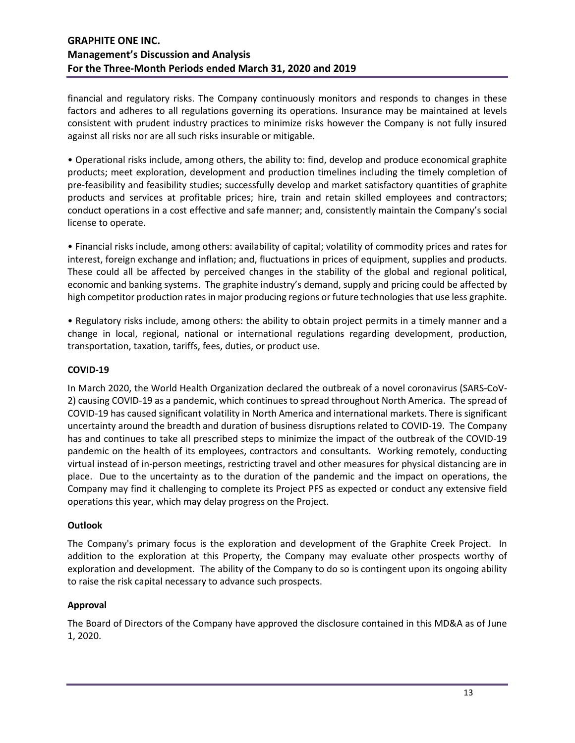financial and regulatory risks. The Company continuously monitors and responds to changes in these factors and adheres to all regulations governing its operations. Insurance may be maintained at levels consistent with prudent industry practices to minimize risks however the Company is not fully insured against all risks nor are all such risks insurable or mitigable.

• Operational risks include, among others, the ability to: find, develop and produce economical graphite products; meet exploration, development and production timelines including the timely completion of pre-feasibility and feasibility studies; successfully develop and market satisfactory quantities of graphite products and services at profitable prices; hire, train and retain skilled employees and contractors; conduct operations in a cost effective and safe manner; and, consistently maintain the Company's social license to operate.

• Financial risks include, among others: availability of capital; volatility of commodity prices and rates for interest, foreign exchange and inflation; and, fluctuations in prices of equipment, supplies and products. These could all be affected by perceived changes in the stability of the global and regional political, economic and banking systems. The graphite industry's demand, supply and pricing could be affected by high competitor production rates in major producing regions or future technologies that use less graphite.

• Regulatory risks include, among others: the ability to obtain project permits in a timely manner and a change in local, regional, national or international regulations regarding development, production, transportation, taxation, tariffs, fees, duties, or product use.

## COVID-19

In March 2020, the World Health Organization declared the outbreak of a novel coronavirus (SARS-CoV-2) causing COVID-19 as a pandemic, which continues to spread throughout North America. The spread of COVID-19 has caused significant volatility in North America and international markets. There is significant uncertainty around the breadth and duration of business disruptions related to COVID-19. The Company has and continues to take all prescribed steps to minimize the impact of the outbreak of the COVID-19 pandemic on the health of its employees, contractors and consultants. Working remotely, conducting virtual instead of in-person meetings, restricting travel and other measures for physical distancing are in place. Due to the uncertainty as to the duration of the pandemic and the impact on operations, the Company may find it challenging to complete its Project PFS as expected or conduct any extensive field operations this year, which may delay progress on the Project.

## Outlook

The Company's primary focus is the exploration and development of the Graphite Creek Project. In addition to the exploration at this Property, the Company may evaluate other prospects worthy of exploration and development. The ability of the Company to do so is contingent upon its ongoing ability to raise the risk capital necessary to advance such prospects.

## Approval

The Board of Directors of the Company have approved the disclosure contained in this MD&A as of June 1, 2020.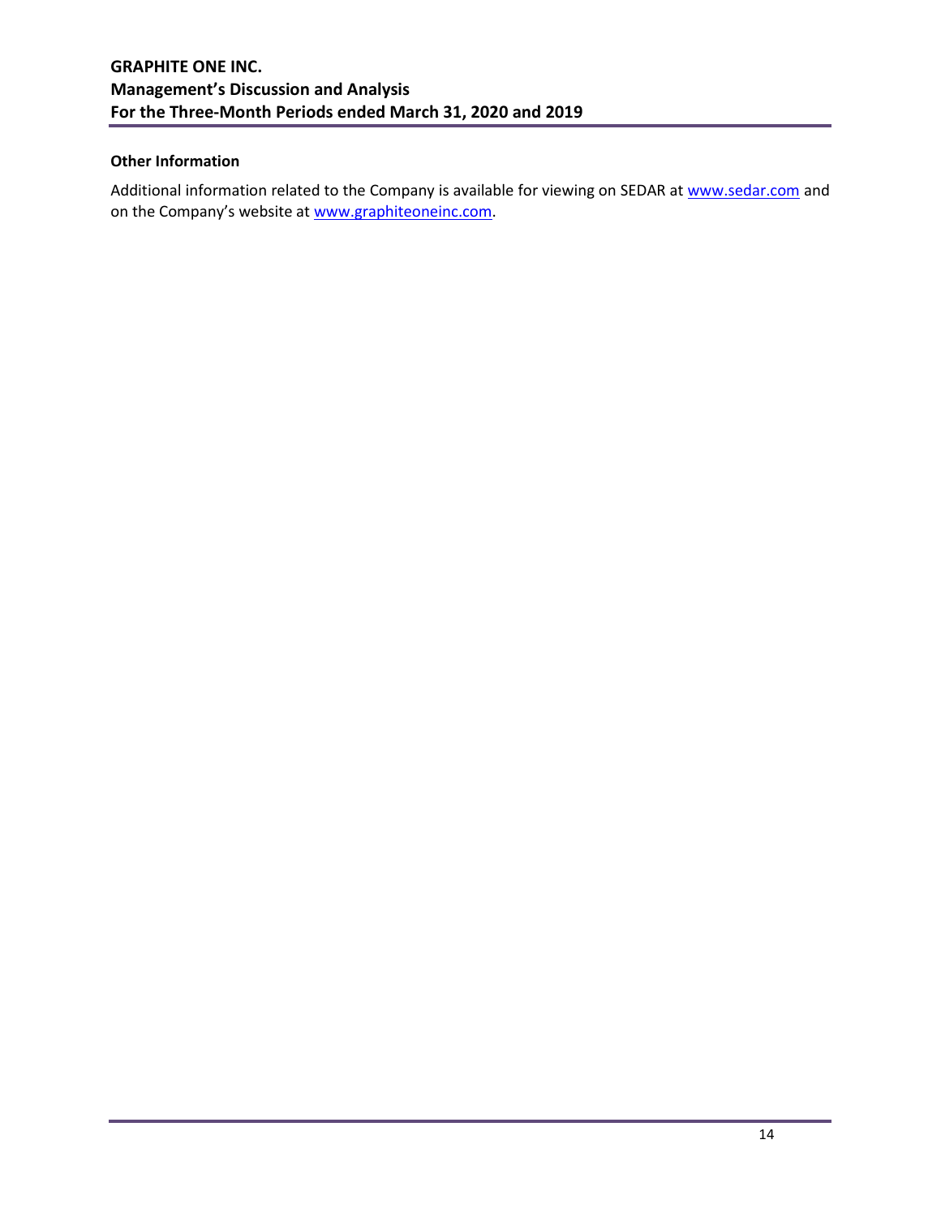### Other Information

Additional information related to the Company is available for viewing on SEDAR at www.sedar.com and on the Company's website at www.graphiteoneinc.com.